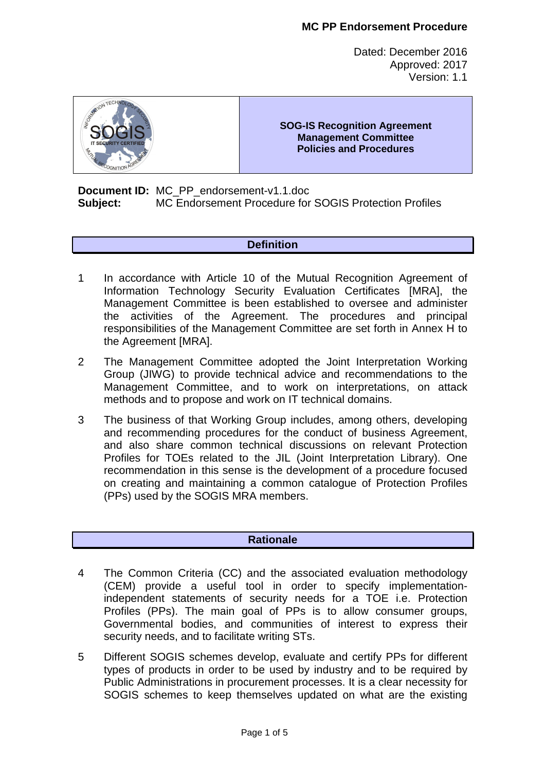**MC PP Endorsement Procedure**

Dated: December 2016
Approved: 2017
Version: 1.1

| | **SOG-IS Recognition Agreement Management Committee Policies and Procedures** |
|---|---|

**Document ID:** MC_PP_endorsement-v1.1.doc
**Subject:** MC Endorsement Procedure for SOGIS Protection Profiles

## Definition

1 In accordance with Article 10 of the Mutual Recognition Agreement of Information Technology Security Evaluation Certificates [MRA], the Management Committee is been established to oversee and administer the activities of the Agreement. The procedures and principal responsibilities of the Management Committee are set forth in Annex H to the Agreement [MRA].

2 The Management Committee adopted the Joint Interpretation Working Group (JIWG) to provide technical advice and recommendations to the Management Committee, and to work on interpretations, on attack methods and to propose and work on IT technical domains.

3 The business of that Working Group includes, among others, developing and recommending procedures for the conduct of business Agreement, and also share common technical discussions on relevant Protection Profiles for TOEs related to the JIL (Joint Interpretation Library). One recommendation in this sense is the development of a procedure focused on creating and maintaining a common catalogue of Protection Profiles (PPs) used by the SOGIS MRA members.

## Rationale

4 The Common Criteria (CC) and the associated evaluation methodology (CEM) provide a useful tool in order to specify implementation-independent statements of security needs for a TOE i.e. Protection Profiles (PPs). The main goal of PPs is to allow consumer groups, Governmental bodies, and communities of interest to express their security needs, and to facilitate writing STs.

5 Different SOGIS schemes develop, evaluate and certify PPs for different types of products in order to be used by industry and to be required by Public Administrations in procurement processes. It is a clear necessity for SOGIS schemes to keep themselves updated on what are the existing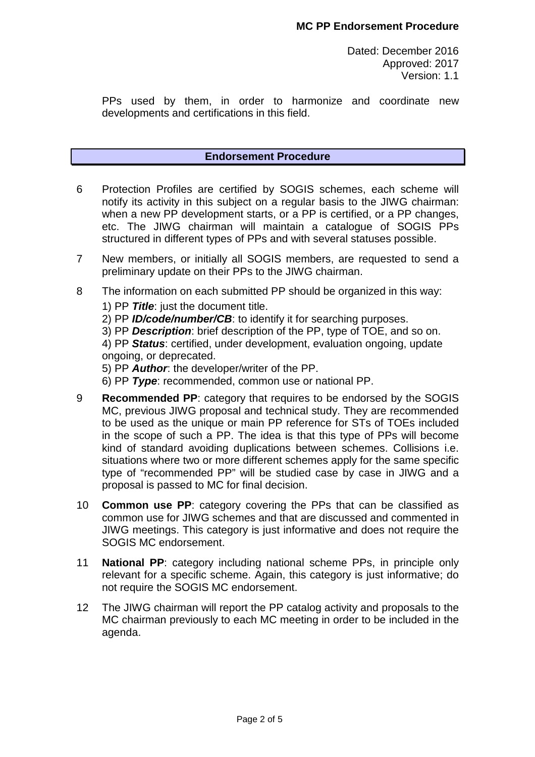PPs used by them, in order to harmonize and coordinate new developments and certifications in this field.

## Endorsement Procedure

6 Protection Profiles are certified by SOGIS schemes, each scheme will notify its activity in this subject on a regular basis to the JIWG chairman: when a new PP development starts, or a PP is certified, or a PP changes, etc. The JIWG chairman will maintain a catalogue of SOGIS PPs structured in different types of PPs and with several statuses possible.

7 New members, or initially all SOGIS members, are requested to send a preliminary update on their PPs to the JIWG chairman.

8 The information on each submitted PP should be organized in this way:

1) PP ***Title***: just the document title.
2) PP ***ID/code/number/CB***: to identify it for searching purposes.
3) PP ***Description***: brief description of the PP, type of TOE, and so on.
4) PP ***Status***: certified, under development, evaluation ongoing, update ongoing, or deprecated.
5) PP ***Author***: the developer/writer of the PP.
6) PP ***Type***: recommended, common use or national PP.

9 **Recommended PP**: category that requires to be endorsed by the SOGIS MC, previous JIWG proposal and technical study. They are recommended to be used as the unique or main PP reference for STs of TOEs included in the scope of such a PP. The idea is that this type of PPs will become kind of standard avoiding duplications between schemes. Collisions i.e. situations where two or more different schemes apply for the same specific type of "recommended PP" will be studied case by case in JIWG and a proposal is passed to MC for final decision.

10 **Common use PP**: category covering the PPs that can be classified as common use for JIWG schemes and that are discussed and commented in JIWG meetings. This category is just informative and does not require the SOGIS MC endorsement.

11 **National PP**: category including national scheme PPs, in principle only relevant for a specific scheme. Again, this category is just informative; do not require the SOGIS MC endorsement.

12 The JIWG chairman will report the PP catalog activity and proposals to the MC chairman previously to each MC meeting in order to be included in the agenda.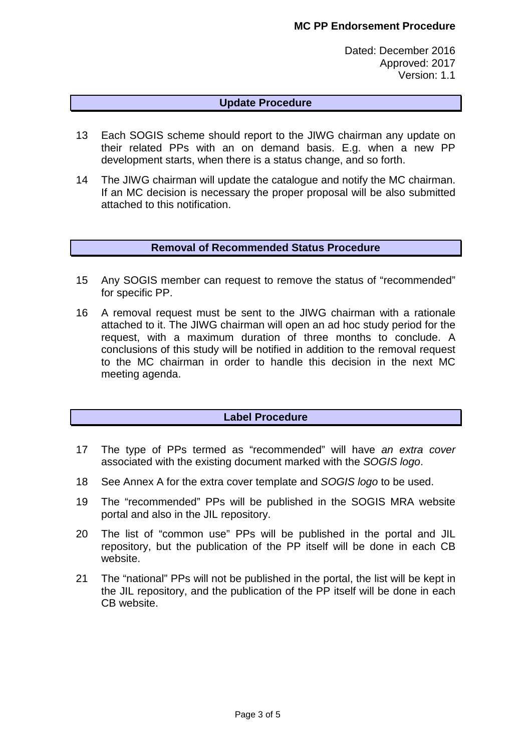## Update Procedure

13 Each SOGIS scheme should report to the JIWG chairman any update on their related PPs with an on demand basis. E.g. when a new PP development starts, when there is a status change, and so forth.

14 The JIWG chairman will update the catalogue and notify the MC chairman. If an MC decision is necessary the proper proposal will be also submitted attached to this notification.

## Removal of Recommended Status Procedure

15 Any SOGIS member can request to remove the status of "recommended" for specific PP.

16 A removal request must be sent to the JIWG chairman with a rationale attached to it. The JIWG chairman will open an ad hoc study period for the request, with a maximum duration of three months to conclude. A conclusions of this study will be notified in addition to the removal request to the MC chairman in order to handle this decision in the next MC meeting agenda.

## Label Procedure

17 The type of PPs termed as "recommended" will have *an extra cover* associated with the existing document marked with the *SOGIS logo*.

18 See Annex A for the extra cover template and *SOGIS logo* to be used.

19 The "recommended" PPs will be published in the SOGIS MRA website portal and also in the JIL repository.

20 The list of "common use" PPs will be published in the portal and JIL repository, but the publication of the PP itself will be done in each CB website.

21 The "national" PPs will not be published in the portal, the list will be kept in the JIL repository, and the publication of the PP itself will be done in each CB website.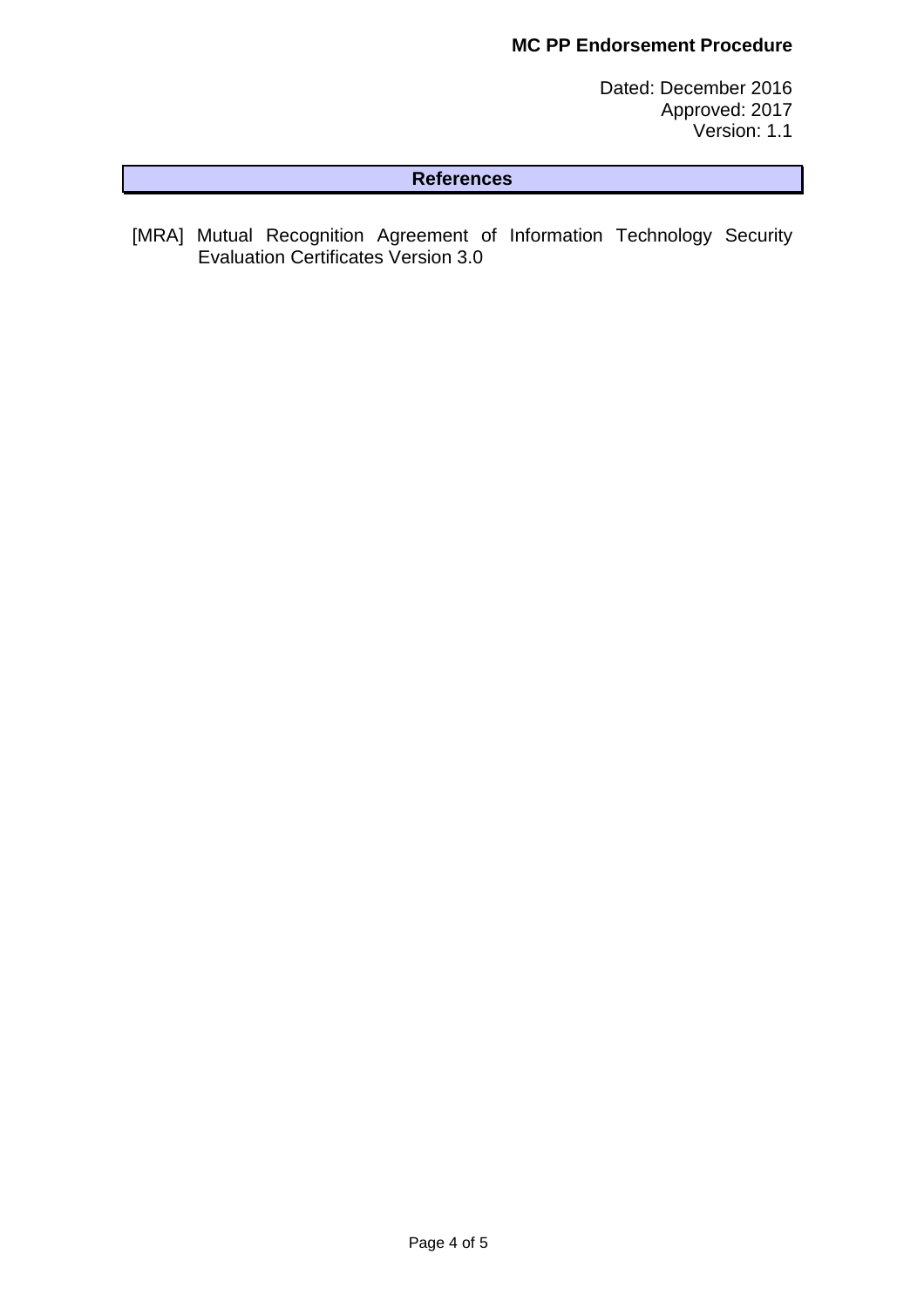## References

[MRA] Mutual Recognition Agreement of Information Technology Security Evaluation Certificates Version 3.0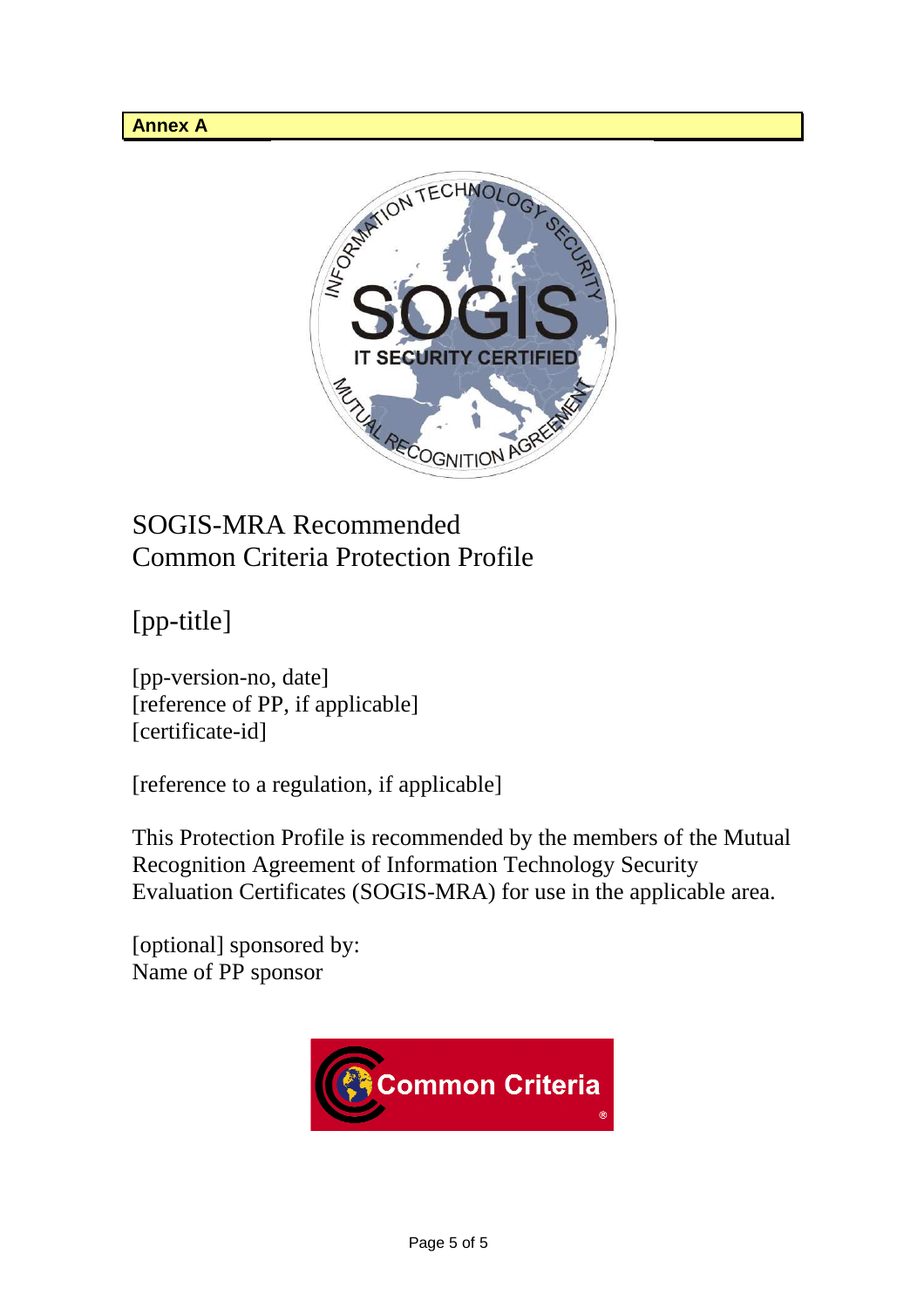**Annex A**

SOGIS-MRA Recommended
Common Criteria Protection Profile

[pp-title]

[pp-version-no, date]
[reference of PP, if applicable]
[certificate-id]

[reference to a regulation, if applicable]

This Protection Profile is recommended by the members of the Mutual Recognition Agreement of Information Technology Security Evaluation Certificates (SOGIS-MRA) for use in the applicable area.

[optional] sponsored by:
Name of PP sponsor